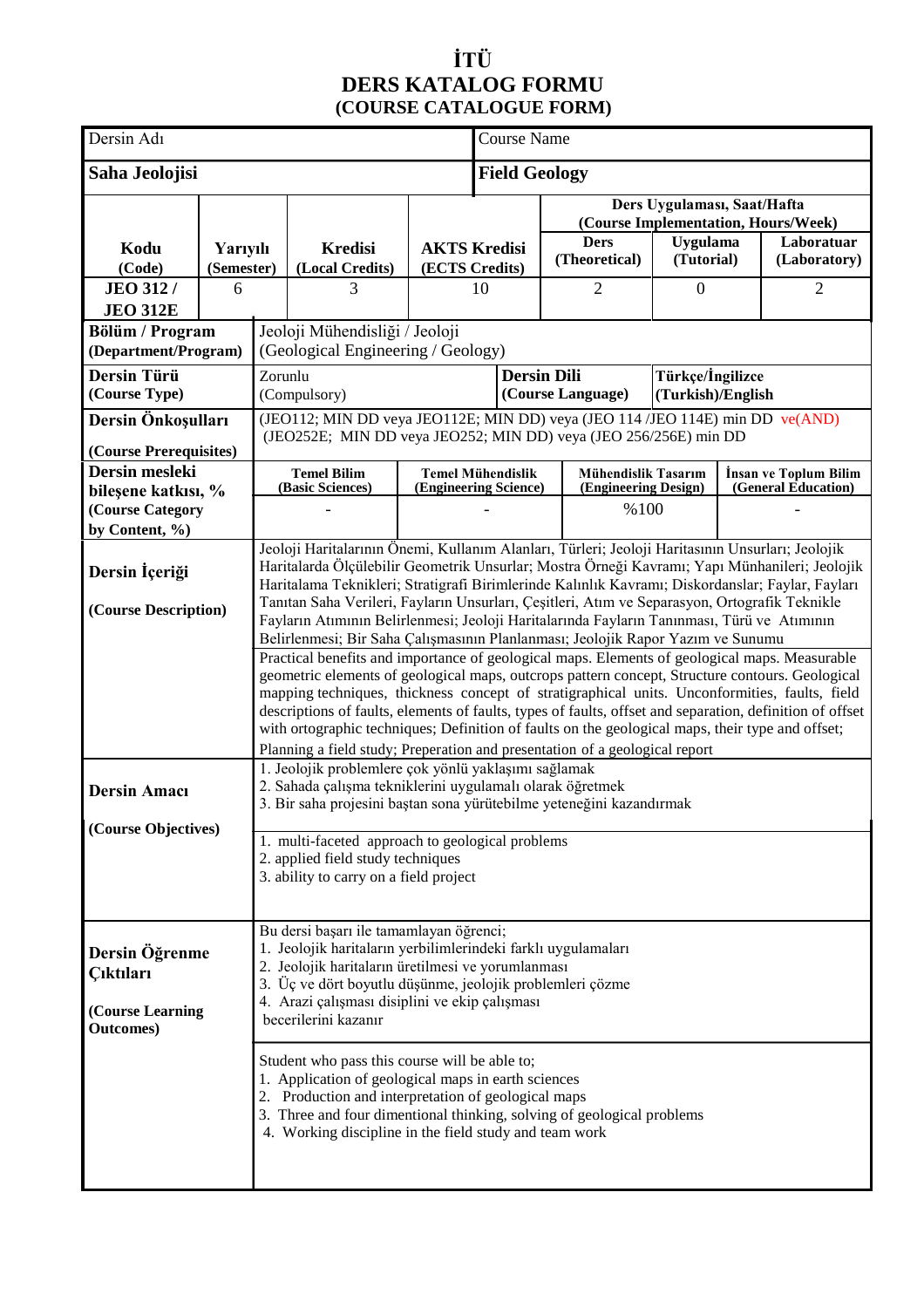# İTÜ
# DERS KATALOG FORMU
## (COURSE CATALOGUE FORM)

| Dersin Adı | Course Name |
|---|---|
| **Saha Jeolojisi** | **Field Geology** |

| Kodu (Code) | Yarıyılı (Semester) | Kredisi (Local Credits) | AKTS Kredisi (ECTS Credits) | Ders Uygulaması, Saat/Hafta (Course Implementation, Hours/Week) | | |
|---|---|---|---|---|---|---|
| | | | | Ders (Theoretical) | Uygulama (Tutorial) | Laboratuar (Laboratory) |
| JEO 312 / JEO 312E | 6 | 3 | 10 | 2 | 0 | 2 |

| | |
|---|---|
| **Bölüm / Program (Department/Program)** | Jeoloji Mühendisliği / Jeoloji (Geological Engineering / Geology) |
| **Dersin Türü (Course Type)** | Zorunlu (Compulsory) |
| **Dersin Dili (Course Language)** | Türkçe/İngilizce (Turkish)/English |
| **Dersin Önkoşulları (Course Prerequisites)** | (JEO112; MIN DD veya JEO112E; MIN DD) veya (JEO 114 /JEO 114E) min DD ve(AND) (JEO252E; MIN DD veya JEO252; MIN DD) veya (JEO 256/256E) min DD |

| Dersin mesleki bileşene katkısı, % (Course Category by Content, %) | Temel Bilim (Basic Sciences) | Temel Mühendislik (Engineering Science) | Mühendislik Tasarım (Engineering Design) | İnsan ve Toplum Bilim (General Education) |
|---|---|---|---|---|
| | - | - | %100 | - |

**Dersin İçeriği**

Jeoloji Haritalarının Önemi, Kullanım Alanları, Türleri; Jeoloji Haritasının Unsurları; Jeolojik Haritalarda Ölçülebilir Geometrik Unsurlar; Mostra Örneği Kavramı; Yapı Münhanileri; Jeolojik Haritalama Teknikleri; Stratigrafi Birimlerinde Kalınlık Kavramı; Diskordanslar; Faylar, Fayları Tanıtan Saha Verileri, Fayların Unsurları, Çeşitleri, Atım ve Separasyon, Ortografik Teknikle Fayların Atımının Belirlenmesi; Jeoloji Haritalarında Fayların Tanınması, Türü ve Atımının Belirlenmesi; Bir Saha Çalışmasının Planlanması; Jeolojik Rapor Yazım ve Sunumu

**(Course Description)**

Practical benefits and importance of geological maps. Elements of geological maps. Measurable geometric elements of geological maps, outcrops pattern concept, Structure contours. Geological mapping techniques, thickness concept of stratigraphical units. Unconformities, faults, field descriptions of faults, elements of faults, types of faults, offset and separation, definition of offset with ortographic techniques; Definition of faults on the geological maps, their type and offset; Planning a field study; Preperation and presentation of a geological report

**Dersin Amacı**

1. Jeolojik problemlere çok yönlü yaklaşımı sağlamak
2. Sahada çalışma tekniklerini uygulamalı olarak öğretmek
3. Bir saha projesini baştan sona yürütebilme yeteneğini kazandırmak

**(Course Objectives)**

1. multi-faceted approach to geological problems
2. applied field study techniques
3. ability to carry on a field project

**Dersin Öğrenme Çıktıları**

Bu dersi başarı ile tamamlayan öğrenci;
1. Jeolojik haritaların yerbilimlerindeki farklı uygulamaları
2. Jeolojik haritaların üretilmesi ve yorumlanması
3. Üç ve dört boyutlu düşünme, jeolojik problemleri çözme
4. Arazi çalışması disiplini ve ekip çalışması

becerilerini kazanır

**(Course Learning Outcomes)**

Student who pass this course will be able to;
1. Application of geological maps in earth sciences
2. Production and interpretation of geological maps
3. Three and four dimentional thinking, solving of geological problems
4. Working discipline in the field study and team work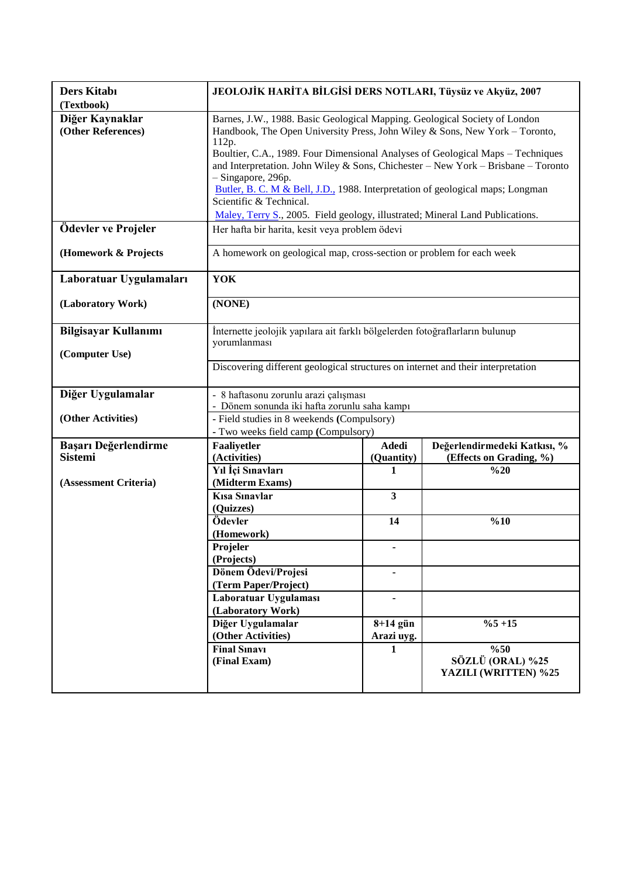| **Ders Kitabı (Textbook)** | **JEOLOJİK HARİTA BİLGİSİ DERS NOTLARI, Tüysüz ve Akyüz, 2007** | | |
|---|---|---|---|
| **Diğer Kaynaklar (Other References)** | Barnes, J.W., 1988. Basic Geological Mapping. Geological Society of London Handbook, The Open University Press, John Wiley & Sons, New York – Toronto, 112p.<br>Boultier, C.A., 1989. Four Dimensional Analyses of Geological Maps – Techniques and Interpretation. John Wiley & Sons, Chichester – New York – Brisbane – Toronto – Singapore, 296p.<br>Butler, B. C. M & Bell, J.D., 1988. Interpretation of geological maps; Longman Scientific & Technical.<br>Maley, Terry S., 2005. Field geology, illustrated; Mineral Land Publications. | | |
| **Ödevler ve Projeler** | Her hafta bir harita, kesit veya problem ödevi | | |
| **(Homework & Projects** | A homework on geological map, cross-section or problem for each week | | |
| **Laboratuar Uygulamaları** | **YOK** | | |
| **(Laboratory Work)** | **(NONE)** | | |
| **Bilgisayar Kullanımı**<br>**(Computer Use)** | İnternette jeolojik yapılara ait farklı bölgelerden fotoğraflarların bulunup yorumlanması | | |
| | Discovering different geological structures on internet and their interpretation | | |
| **Diğer Uygulamalar** | - 8 haftasonu zorunlu arazi çalışması<br>- Dönem sonunda iki hafta zorunlu saha kampı | | |
| **(Other Activities)** | - Field studies in 8 weekends **(**Compulsory)<br>- Two weeks field camp **(**Compulsory) | | |
| **Başarı Değerlendirme Sistemi** | **Faaliyetler (Activities)** | **Adedi (Quantity)** | **Değerlendirmedeki Katkısı, % (Effects on Grading, %)** |
| **(Assessment Criteria)** | **Yıl İçi Sınavları (Midterm Exams)** | **1** | **%20** |
| | **Kısa Sınavlar (Quizzes)** | **3** | |
| | **Ödevler (Homework)** | **14** | **%10** |
| | **Projeler (Projects)** | **-** | |
| | **Dönem Ödevi/Projesi (Term Paper/Project)** | **-** | |
| | **Laboratuar Uygulaması (Laboratory Work)** | **-** | |
| | **Diğer Uygulamalar (Other Activities)** | **8+14 gün Arazi uyg.** | **%5 +15** |
| | **Final Sınavı (Final Exam)** | **1** | **%50<br>SÖZLÜ (ORAL) %25<br>YAZILI (WRITTEN) %25** |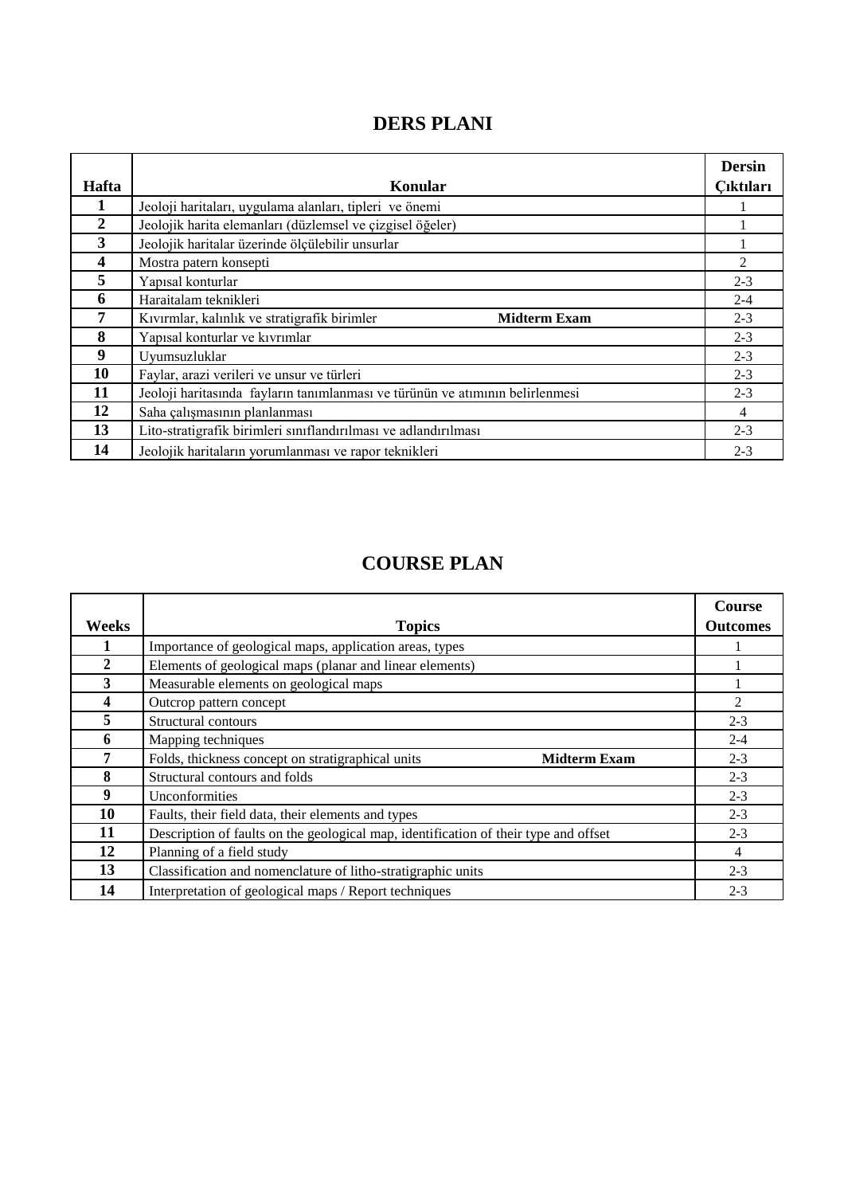# DERS PLANI

| Hafta | Konular | Dersin Çıktıları |
|---|---|---|
| 1 | Jeoloji haritaları, uygulama alanları, tipleri ve önemi | 1 |
| 2 | Jeolojik harita elemanları (düzlemsel ve çizgisel öğeler) | 1 |
| 3 | Jeolojik haritalar üzerinde ölçülebilir unsurlar | 1 |
| 4 | Mostra patern konsepti | 2 |
| 5 | Yapısal konturlar | 2-3 |
| 6 | Haraitalam teknikleri | 2-4 |
| 7 | Kıvırmlar, kalınlık ve stratigrafik birimler **Midterm Exam** | 2-3 |
| 8 | Yapısal konturlar ve kıvrımlar | 2-3 |
| 9 | Uyumsuzluklar | 2-3 |
| 10 | Faylar, arazi verileri ve unsur ve türleri | 2-3 |
| 11 | Jeoloji haritasında fayların tanımlanması ve türünün ve atımının belirlenmesi | 2-3 |
| 12 | Saha çalışmasının planlanması | 4 |
| 13 | Lito-stratigrafik birimleri sınıflandırılması ve adlandırılması | 2-3 |
| 14 | Jeolojik haritaların yorumlanması ve rapor teknikleri | 2-3 |

# COURSE PLAN

| Weeks | Topics | Course Outcomes |
|---|---|---|
| 1 | Importance of geological maps, application areas, types | 1 |
| 2 | Elements of geological maps (planar and linear elements) | 1 |
| 3 | Measurable elements on geological maps | 1 |
| 4 | Outcrop pattern concept | 2 |
| 5 | Structural contours | 2-3 |
| 6 | Mapping techniques | 2-4 |
| 7 | Folds, thickness concept on stratigraphical units **Midterm Exam** | 2-3 |
| 8 | Structural contours and folds | 2-3 |
| 9 | Unconformities | 2-3 |
| 10 | Faults, their field data, their elements and types | 2-3 |
| 11 | Description of faults on the geological map, identification of their type and offset | 2-3 |
| 12 | Planning of a field study | 4 |
| 13 | Classification and nomenclature of litho-stratigraphic units | 2-3 |
| 14 | Interpretation of geological maps / Report techniques | 2-3 |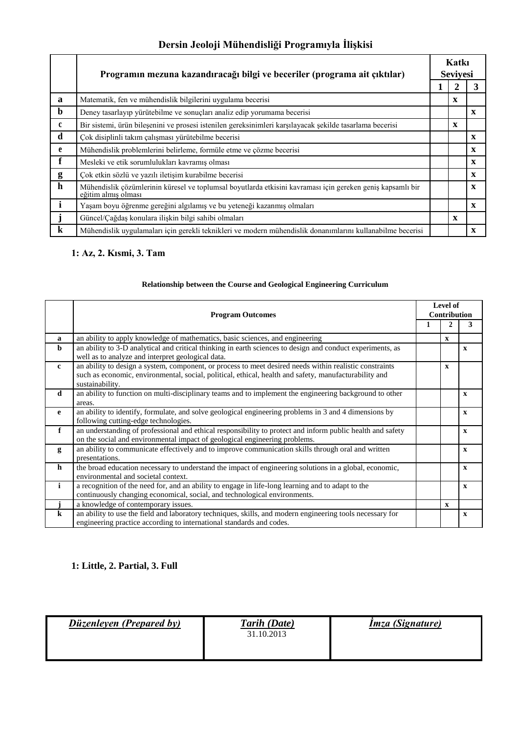## Dersin Jeoloji Mühendisliği Programıyla İlişkisi

| | Programın mezuna kazandıracağı bilgi ve beceriler (programa ait çıktılar) | Katkı Seviyesi | | |
|---|---|---|---|---|
| | | 1 | 2 | 3 |
| a | Matematik, fen ve mühendislik bilgilerini uygulama becerisi | | x | |
| b | Deney tasarlayıp yürütebilme ve sonuçları analiz edip yorumama becerisi | | | x |
| c | Bir sistemi, ürün bileşenini ve prosesi istenilen gereksinimleri karşılayacak şekilde tasarlama becerisi | | x | |
| d | Çok disiplinli takım çalışması yürütebilme becerisi | | | x |
| e | Mühendislik problemlerini belirleme, formüle etme ve çözme becerisi | | | x |
| f | Mesleki ve etik sorumlulukları kavramış olması | | | x |
| g | Çok etkin sözlü ve yazılı iletişim kurabilme becerisi | | | x |
| h | Mühendislik çözümlerinin küresel ve toplumsal boyutlarda etkisini kavraması için gereken geniş kapsamlı bir eğitim almış olması | | | x |
| i | Yaşam boyu öğrenme gereğini algılamış ve bu yeteneği kazanmış olmaları | | | x |
| j | Güncel/Çağdaş konulara ilişkin bilgi sahibi olmaları | | x | |
| k | Mühendislik uygulamaları için gerekli teknikleri ve modern mühendislik donanımlarını kullanabilme becerisi | | | x |

**1: Az, 2. Kısmi, 3. Tam**

#### Relationship between the Course and Geological Engineering Curriculum

| | Program Outcomes | Level of Contribution | | |
|---|---|---|---|---|
| | | 1 | 2 | 3 |
| a | an ability to apply knowledge of mathematics, basic sciences, and engineering | | x | |
| b | an ability to 3-D analytical and critical thinking in earth sciences to design and conduct experiments, as well as to analyze and interpret geological data. | | | x |
| c | an ability to design a system, component, or process to meet desired needs within realistic constraints such as economic, environmental, social, political, ethical, health and safety, manufacturability and sustainability. | | x | |
| d | an ability to function on multi-disciplinary teams and to implement the engineering background to other areas. | | | x |
| e | an ability to identify, formulate, and solve geological engineering problems in 3 and 4 dimensions by following cutting-edge technologies. | | | x |
| f | an understanding of professional and ethical responsibility to protect and inform public health and safety on the social and environmental impact of geological engineering problems. | | | x |
| g | an ability to communicate effectively and to improve communication skills through oral and written presentations. | | | x |
| h | the broad education necessary to understand the impact of engineering solutions in a global, economic, environmental and societal context. | | | x |
| i | a recognition of the need for, and an ability to engage in life-long learning and to adapt to the continuously changing economical, social, and technological environments. | | | x |
| j | a knowledge of contemporary issues. | | x | |
| k | an ability to use the field and laboratory techniques, skills, and modern engineering tools necessary for engineering practice according to international standards and codes. | | | x |

**1: Little, 2. Partial, 3. Full**

| ***Düzenleyen (Prepared by)*** | ***Tarih (Date)*** | ***İmza (Signature)*** |
|---|---|---|
| | 31.10.2013 | |